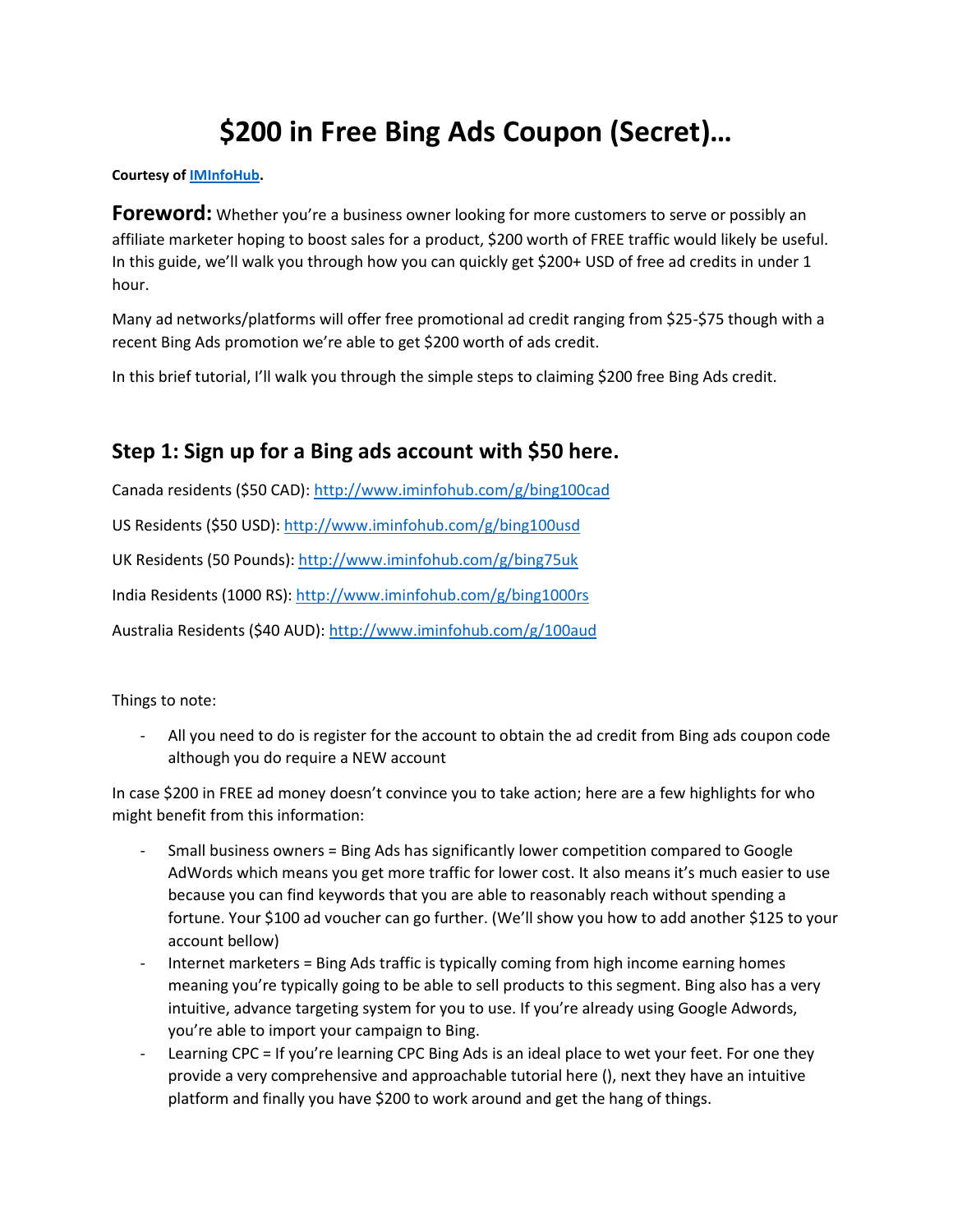# $200 in Free Bing Ads Coupon (Secret)…

**Courtesy of [IMInfoHub](IMInfoHub).**

**Foreword:** Whether you're a business owner looking for more customers to serve or possibly an affiliate marketer hoping to boost sales for a product, $200 worth of FREE traffic would likely be useful. In this guide, we'll walk you through how you can quickly get $200+ USD of free ad credits in under 1 hour.

Many ad networks/platforms will offer free promotional ad credit ranging from $25-$75 though with a recent Bing Ads promotion we're able to get $200 worth of ads credit.

In this brief tutorial, I'll walk you through the simple steps to claiming $200 free Bing Ads credit.

## Step 1: Sign up for a Bing ads account with $50 here.

Canada residents ($50 CAD): http://www.iminfohub.com/g/bing100cad

US Residents ($50 USD): http://www.iminfohub.com/g/bing100usd

UK Residents (50 Pounds): http://www.iminfohub.com/g/bing75uk

India Residents (1000 RS): http://www.iminfohub.com/g/bing1000rs

Australia Residents ($40 AUD): http://www.iminfohub.com/g/100aud

Things to note:

- All you need to do is register for the account to obtain the ad credit from Bing ads coupon code although you do require a NEW account

In case $200 in FREE ad money doesn't convince you to take action; here are a few highlights for who might benefit from this information:

- Small business owners = Bing Ads has significantly lower competition compared to Google AdWords which means you get more traffic for lower cost. It also means it's much easier to use because you can find keywords that you are able to reasonably reach without spending a fortune. Your $100 ad voucher can go further. (We'll show you how to add another $125 to your account bellow)
- Internet marketers = Bing Ads traffic is typically coming from high income earning homes meaning you're typically going to be able to sell products to this segment. Bing also has a very intuitive, advance targeting system for you to use. If you're already using Google Adwords, you're able to import your campaign to Bing.
- Learning CPC = If you're learning CPC Bing Ads is an ideal place to wet your feet. For one they provide a very comprehensive and approachable tutorial here (), next they have an intuitive platform and finally you have $200 to work around and get the hang of things.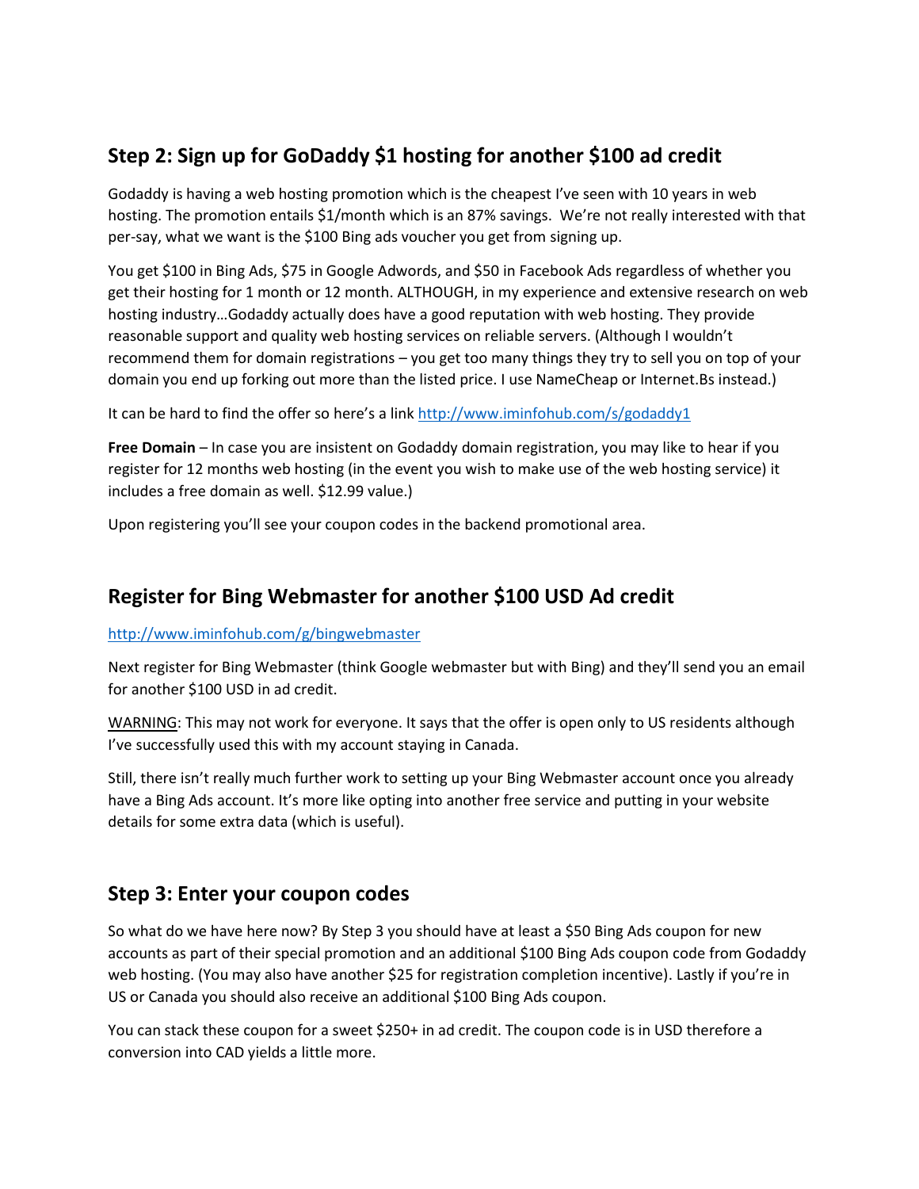## Step 2: Sign up for GoDaddy $1 hosting for another $100 ad credit

Godaddy is having a web hosting promotion which is the cheapest I've seen with 10 years in web hosting. The promotion entails $1/month which is an 87% savings. We're not really interested with that per-say, what we want is the $100 Bing ads voucher you get from signing up.

You get $100 in Bing Ads, $75 in Google Adwords, and $50 in Facebook Ads regardless of whether you get their hosting for 1 month or 12 month. ALTHOUGH, in my experience and extensive research on web hosting industry…Godaddy actually does have a good reputation with web hosting. They provide reasonable support and quality web hosting services on reliable servers. (Although I wouldn't recommend them for domain registrations – you get too many things they try to sell you on top of your domain you end up forking out more than the listed price. I use NameCheap or Internet.Bs instead.)

It can be hard to find the offer so here's a link [http://www.iminfohub.com/s/godaddy1](http://www.iminfohub.com/s/godaddy1)

**Free Domain** – In case you are insistent on Godaddy domain registration, you may like to hear if you register for 12 months web hosting (in the event you wish to make use of the web hosting service) it includes a free domain as well. $12.99 value.)

Upon registering you'll see your coupon codes in the backend promotional area.

## Register for Bing Webmaster for another $100 USD Ad credit

[http://www.iminfohub.com/g/bingwebmaster](http://www.iminfohub.com/g/bingwebmaster)

Next register for Bing Webmaster (think Google webmaster but with Bing) and they'll send you an email for another $100 USD in ad credit.

WARNING: This may not work for everyone. It says that the offer is open only to US residents although I've successfully used this with my account staying in Canada.

Still, there isn't really much further work to setting up your Bing Webmaster account once you already have a Bing Ads account. It's more like opting into another free service and putting in your website details for some extra data (which is useful).

## Step 3: Enter your coupon codes

So what do we have here now? By Step 3 you should have at least a $50 Bing Ads coupon for new accounts as part of their special promotion and an additional $100 Bing Ads coupon code from Godaddy web hosting. (You may also have another $25 for registration completion incentive). Lastly if you're in US or Canada you should also receive an additional $100 Bing Ads coupon.

You can stack these coupon for a sweet $250+ in ad credit. The coupon code is in USD therefore a conversion into CAD yields a little more.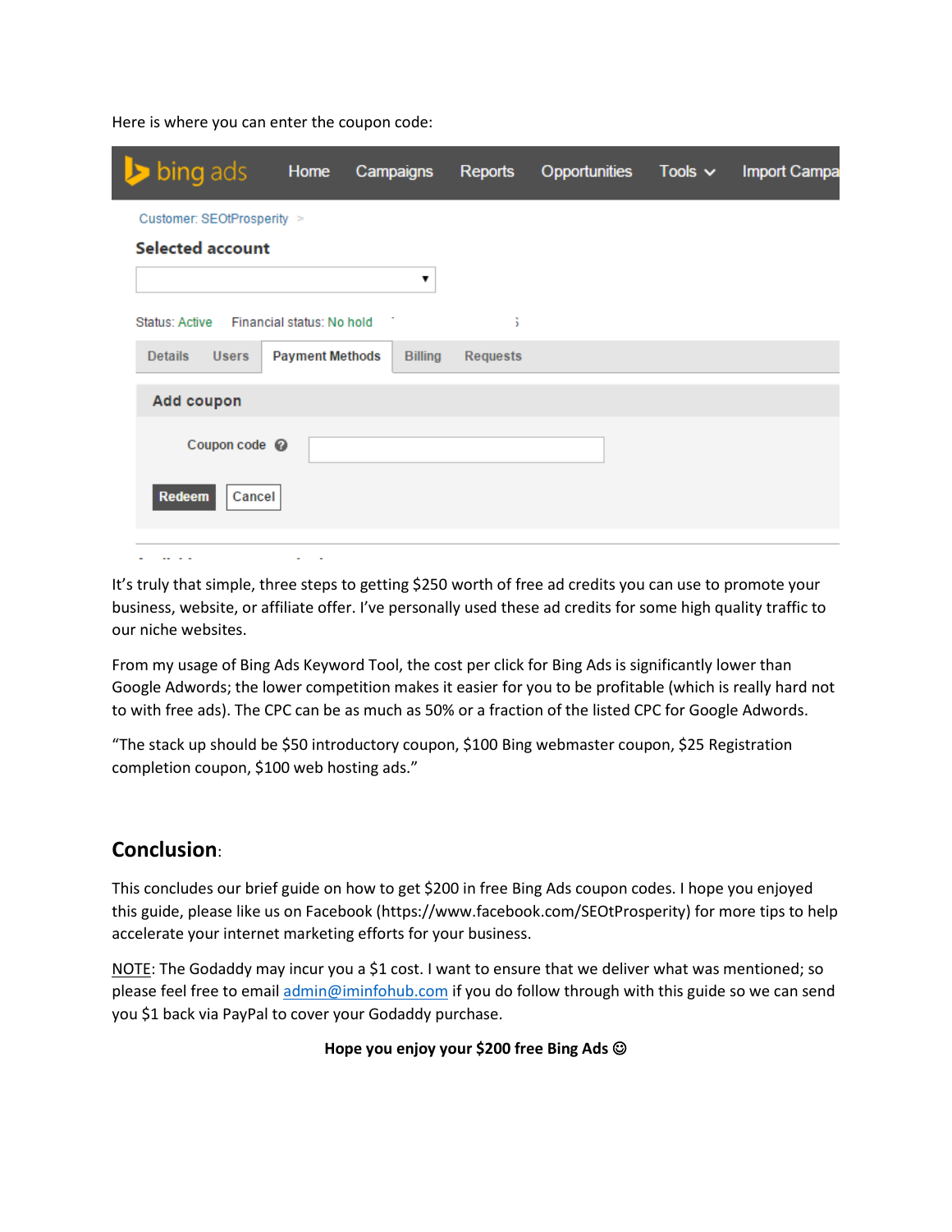Here is where you can enter the coupon code:

It's truly that simple, three steps to getting $250 worth of free ad credits you can use to promote your business, website, or affiliate offer. I've personally used these ad credits for some high quality traffic to our niche websites.

From my usage of Bing Ads Keyword Tool, the cost per click for Bing Ads is significantly lower than Google Adwords; the lower competition makes it easier for you to be profitable (which is really hard not to with free ads). The CPC can be as much as 50% or a fraction of the listed CPC for Google Adwords.

"The stack up should be $50 introductory coupon, $100 Bing webmaster coupon, $25 Registration completion coupon, $100 web hosting ads."

## Conclusion:

This concludes our brief guide on how to get $200 in free Bing Ads coupon codes. I hope you enjoyed this guide, please like us on Facebook (https://www.facebook.com/SEOtProsperity) for more tips to help accelerate your internet marketing efforts for your business.

NOTE: The Godaddy may incur you a $1 cost. I want to ensure that we deliver what was mentioned; so please feel free to email admin@iminfohub.com if you do follow through with this guide so we can send you $1 back via PayPal to cover your Godaddy purchase.

**Hope you enjoy your $200 free Bing Ads ☺**